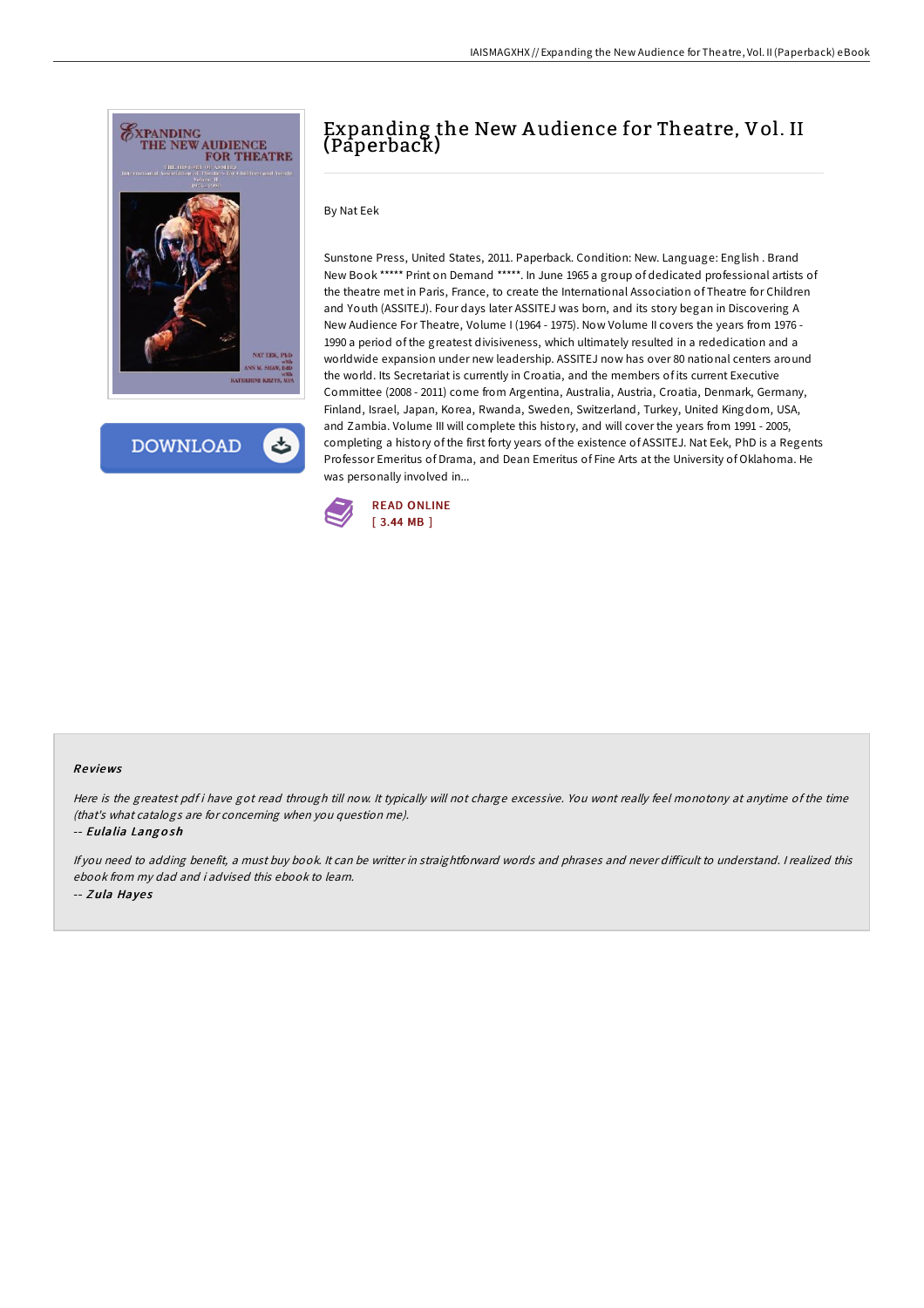# Expanding the New Audience for Theatre, Vol. II (Paperback)

By Nat Eek

Sunstone Press, United States, 2011. Paperback. Condition: New. Language: English . Brand New Book ***** Print on Demand *****. In June 1965 a group of dedicated professional artists of the theatre met in Paris, France, to create the International Association of Theatre for Children and Youth (ASSITEJ). Four days later ASSITEJ was born, and its story began in Discovering A New Audience For Theatre, Volume I (1964 - 1975). Now Volume II covers the years from 1976 - 1990 a period of the greatest divisiveness, which ultimately resulted in a rededication and a worldwide expansion under new leadership. ASSITEJ now has over 80 national centers around the world. Its Secretariat is currently in Croatia, and the members of its current Executive Committee (2008 - 2011) come from Argentina, Australia, Austria, Croatia, Denmark, Germany, Finland, Israel, Japan, Korea, Rwanda, Sweden, Switzerland, Turkey, United Kingdom, USA, and Zambia. Volume III will complete this history, and will cover the years from 1991 - 2005, completing a history of the first forty years of the existence of ASSITEJ. Nat Eek, PhD is a Regents Professor Emeritus of Drama, and Dean Emeritus of Fine Arts at the University of Oklahoma. He was personally involved in...

READ ONLINE
[ 3.44 MB ]

## Reviews

*Here is the greatest pdf i have got read through till now. It typically will not charge excessive. You wont really feel monotony at anytime of the time (that's what catalogs are for concerning when you question me).*

-- *Eulalia Langosh*

*If you need to adding benefit, a must buy book. It can be writter in straightforward words and phrases and never difficult to understand. I realized this ebook from my dad and i advised this ebook to learn.*

-- *Zula Hayes*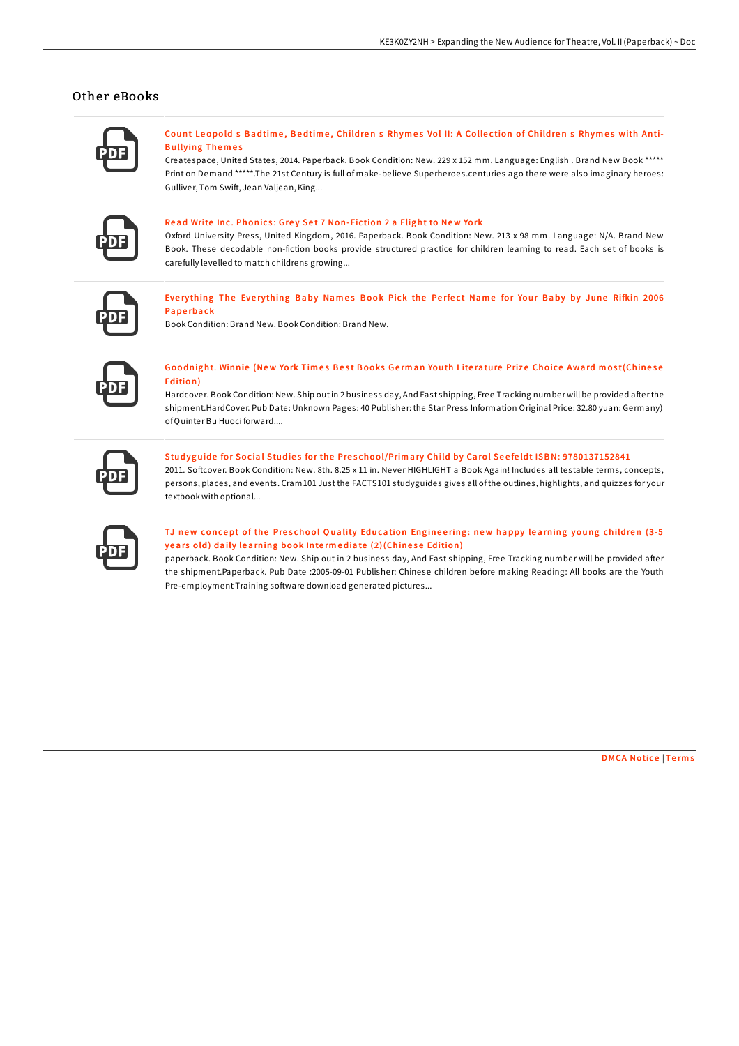## Other eBooks

**Count Leopold s Badtime, Bedtime, Children s Rhymes Vol II: A Collection of Children s Rhymes with Anti-Bullying Themes**

Createspace, United States, 2014. Paperback. Book Condition: New. 229 x 152 mm. Language: English . Brand New Book ***** Print on Demand *****.The 21st Century is full of make-believe Superheroes.centuries ago there were also imaginary heroes: Gulliver, Tom Swift, Jean Valjean, King...

**Read Write Inc. Phonics: Grey Set 7 Non-Fiction 2 a Flight to New York**

Oxford University Press, United Kingdom, 2016. Paperback. Book Condition: New. 213 x 98 mm. Language: N/A. Brand New Book. These decodable non-fiction books provide structured practice for children learning to read. Each set of books is carefully levelled to match childrens growing...

**Everything The Everything Baby Names Book Pick the Perfect Name for Your Baby by June Rifkin 2006 Paperback**

Book Condition: Brand New. Book Condition: Brand New.

**Goodnight. Winnie (New York Times Best Books German Youth Literature Prize Choice Award most(Chinese Edition)**

Hardcover. Book Condition: New. Ship out in 2 business day, And Fast shipping, Free Tracking number will be provided after the shipment.HardCover. Pub Date: Unknown Pages: 40 Publisher: the Star Press Information Original Price: 32.80 yuan: Germany) of Quinter Bu Huoci forward....

**Studyguide for Social Studies for the Preschool/Primary Child by Carol Seefeldt ISBN: 9780137152841**

2011. Softcover. Book Condition: New. 8th. 8.25 x 11 in. Never HIGHLIGHT a Book Again! Includes all testable terms, concepts, persons, places, and events. Cram101 Just the FACTS101 studyguides gives all of the outlines, highlights, and quizzes for your textbook with optional...

**TJ new concept of the Preschool Quality Education Engineering: new happy learning young children (3-5 years old) daily learning book Intermediate (2)(Chinese Edition)**

paperback. Book Condition: New. Ship out in 2 business day, And Fast shipping, Free Tracking number will be provided after the shipment.Paperback. Pub Date :2005-09-01 Publisher: Chinese children before making Reading: All books are the Youth Pre-employment Training software download generated pictures...